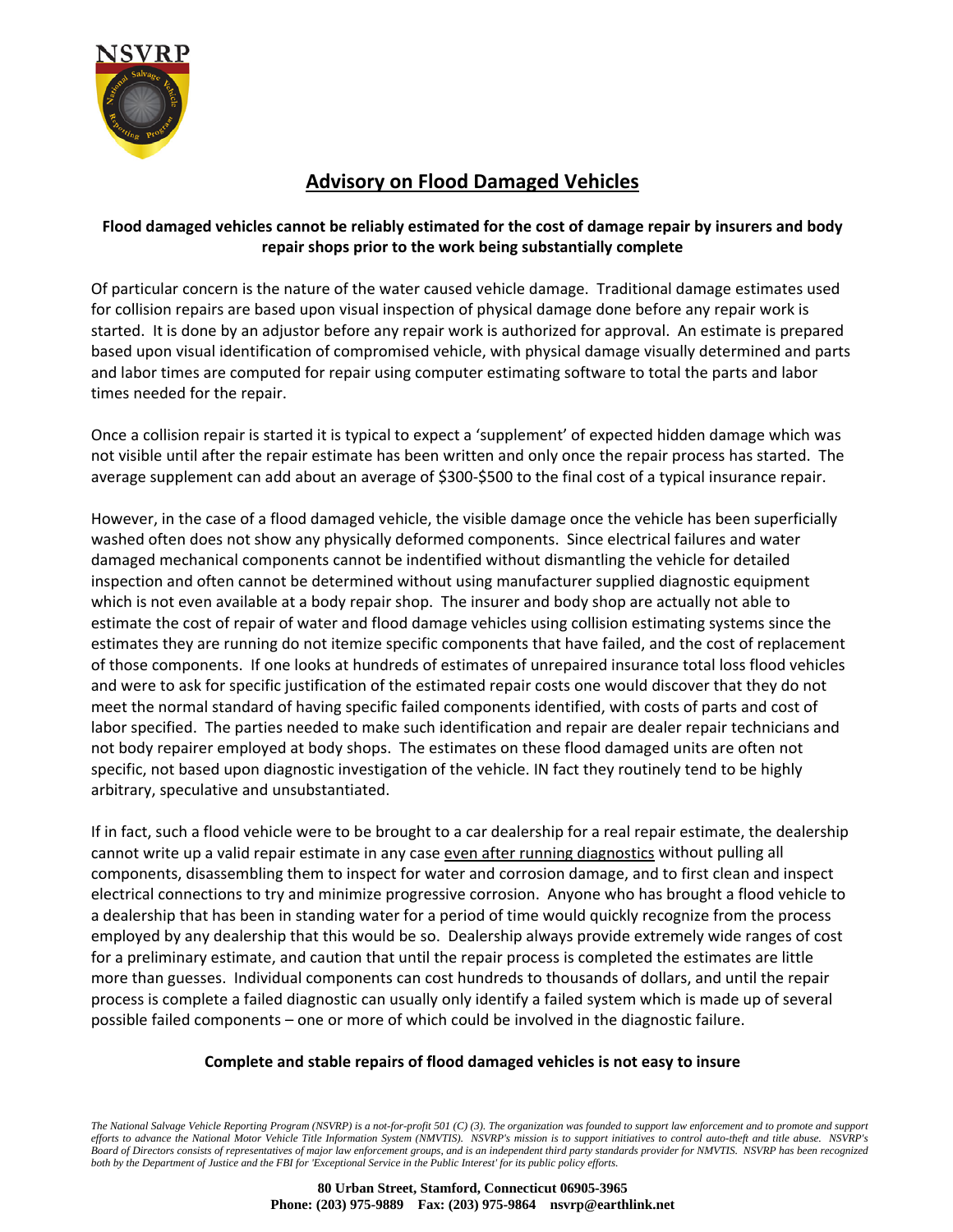# Advisory on Flood Damaged Vehicles

**Flood damaged vehicles cannot be reliably estimated for the cost of damage repair by insurers and body repair shops prior to the work being substantially complete**

Of particular concern is the nature of the water caused vehicle damage. Traditional damage estimates used for collision repairs are based upon visual inspection of physical damage done before any repair work is started. It is done by an adjustor before any repair work is authorized for approval. An estimate is prepared based upon visual identification of compromised vehicle, with physical damage visually determined and parts and labor times are computed for repair using computer estimating software to total the parts and labor times needed for the repair.

Once a collision repair is started it is typical to expect a 'supplement' of expected hidden damage which was not visible until after the repair estimate has been written and only once the repair process has started. The average supplement can add about an average of $300-$500 to the final cost of a typical insurance repair.

However, in the case of a flood damaged vehicle, the visible damage once the vehicle has been superficially washed often does not show any physically deformed components. Since electrical failures and water damaged mechanical components cannot be indentified without dismantling the vehicle for detailed inspection and often cannot be determined without using manufacturer supplied diagnostic equipment which is not even available at a body repair shop. The insurer and body shop are actually not able to estimate the cost of repair of water and flood damage vehicles using collision estimating systems since the estimates they are running do not itemize specific components that have failed, and the cost of replacement of those components. If one looks at hundreds of estimates of unrepaired insurance total loss flood vehicles and were to ask for specific justification of the estimated repair costs one would discover that they do not meet the normal standard of having specific failed components identified, with costs of parts and cost of labor specified. The parties needed to make such identification and repair are dealer repair technicians and not body repairer employed at body shops. The estimates on these flood damaged units are often not specific, not based upon diagnostic investigation of the vehicle. IN fact they routinely tend to be highly arbitrary, speculative and unsubstantiated.

If in fact, such a flood vehicle were to be brought to a car dealership for a real repair estimate, the dealership cannot write up a valid repair estimate in any case <u>even after running diagnostics</u> without pulling all components, disassembling them to inspect for water and corrosion damage, and to first clean and inspect electrical connections to try and minimize progressive corrosion. Anyone who has brought a flood vehicle to a dealership that has been in standing water for a period of time would quickly recognize from the process employed by any dealership that this would be so. Dealership always provide extremely wide ranges of cost for a preliminary estimate, and caution that until the repair process is completed the estimates are little more than guesses. Individual components can cost hundreds to thousands of dollars, and until the repair process is complete a failed diagnostic can usually only identify a failed system which is made up of several possible failed components – one or more of which could be involved in the diagnostic failure.

**Complete and stable repairs of flood damaged vehicles is not easy to insure**

*The National Salvage Vehicle Reporting Program (NSVRP) is a not-for-profit 501 (C) (3). The organization was founded to support law enforcement and to promote and support efforts to advance the National Motor Vehicle Title Information System (NMVTIS). NSVRP's mission is to support initiatives to control auto-theft and title abuse. NSVRP's Board of Directors consists of representatives of major law enforcement groups, and is an independent third party standards provider for NMVTIS. NSVRP has been recognized both by the Department of Justice and the FBI for 'Exceptional Service in the Public Interest' for its public policy efforts.*

**80 Urban Street, Stamford, Connecticut 06905-3965**
**Phone: (203) 975-9889 Fax: (203) 975-9864 nsvrp@earthlink.net**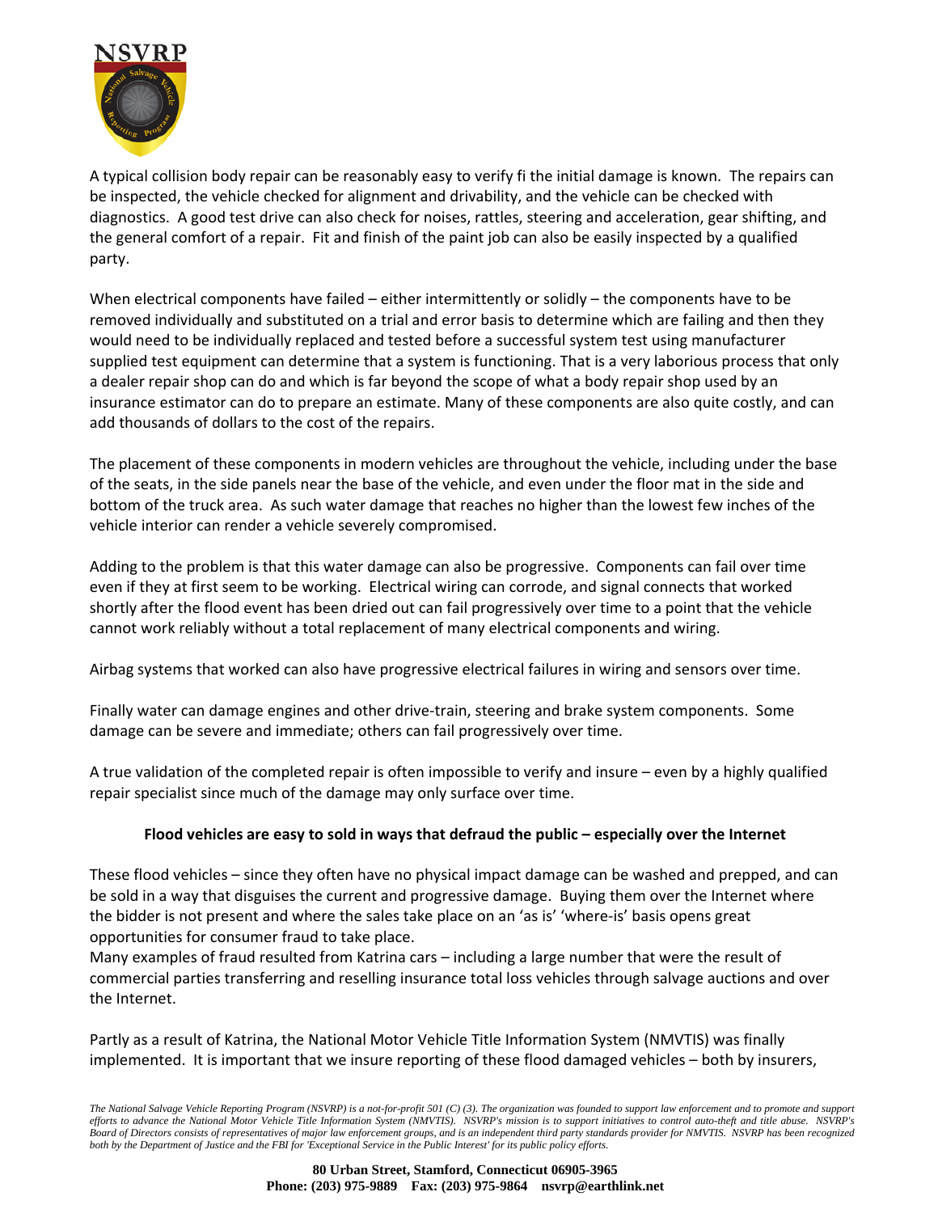A typical collision body repair can be reasonably easy to verify fi the initial damage is known. The repairs can be inspected, the vehicle checked for alignment and drivability, and the vehicle can be checked with diagnostics. A good test drive can also check for noises, rattles, steering and acceleration, gear shifting, and the general comfort of a repair. Fit and finish of the paint job can also be easily inspected by a qualified party.

When electrical components have failed – either intermittently or solidly – the components have to be removed individually and substituted on a trial and error basis to determine which are failing and then they would need to be individually replaced and tested before a successful system test using manufacturer supplied test equipment can determine that a system is functioning. That is a very laborious process that only a dealer repair shop can do and which is far beyond the scope of what a body repair shop used by an insurance estimator can do to prepare an estimate. Many of these components are also quite costly, and can add thousands of dollars to the cost of the repairs.

The placement of these components in modern vehicles are throughout the vehicle, including under the base of the seats, in the side panels near the base of the vehicle, and even under the floor mat in the side and bottom of the truck area. As such water damage that reaches no higher than the lowest few inches of the vehicle interior can render a vehicle severely compromised.

Adding to the problem is that this water damage can also be progressive. Components can fail over time even if they at first seem to be working. Electrical wiring can corrode, and signal connects that worked shortly after the flood event has been dried out can fail progressively over time to a point that the vehicle cannot work reliably without a total replacement of many electrical components and wiring.

Airbag systems that worked can also have progressive electrical failures in wiring and sensors over time.

Finally water can damage engines and other drive-train, steering and brake system components. Some damage can be severe and immediate; others can fail progressively over time.

A true validation of the completed repair is often impossible to verify and insure – even by a highly qualified repair specialist since much of the damage may only surface over time.

**Flood vehicles are easy to sold in ways that defraud the public – especially over the Internet**

These flood vehicles – since they often have no physical impact damage can be washed and prepped, and can be sold in a way that disguises the current and progressive damage. Buying them over the Internet where the bidder is not present and where the sales take place on an 'as is' 'where-is' basis opens great opportunities for consumer fraud to take place.
Many examples of fraud resulted from Katrina cars – including a large number that were the result of commercial parties transferring and reselling insurance total loss vehicles through salvage auctions and over the Internet.

Partly as a result of Katrina, the National Motor Vehicle Title Information System (NMVTIS) was finally implemented. It is important that we insure reporting of these flood damaged vehicles – both by insurers,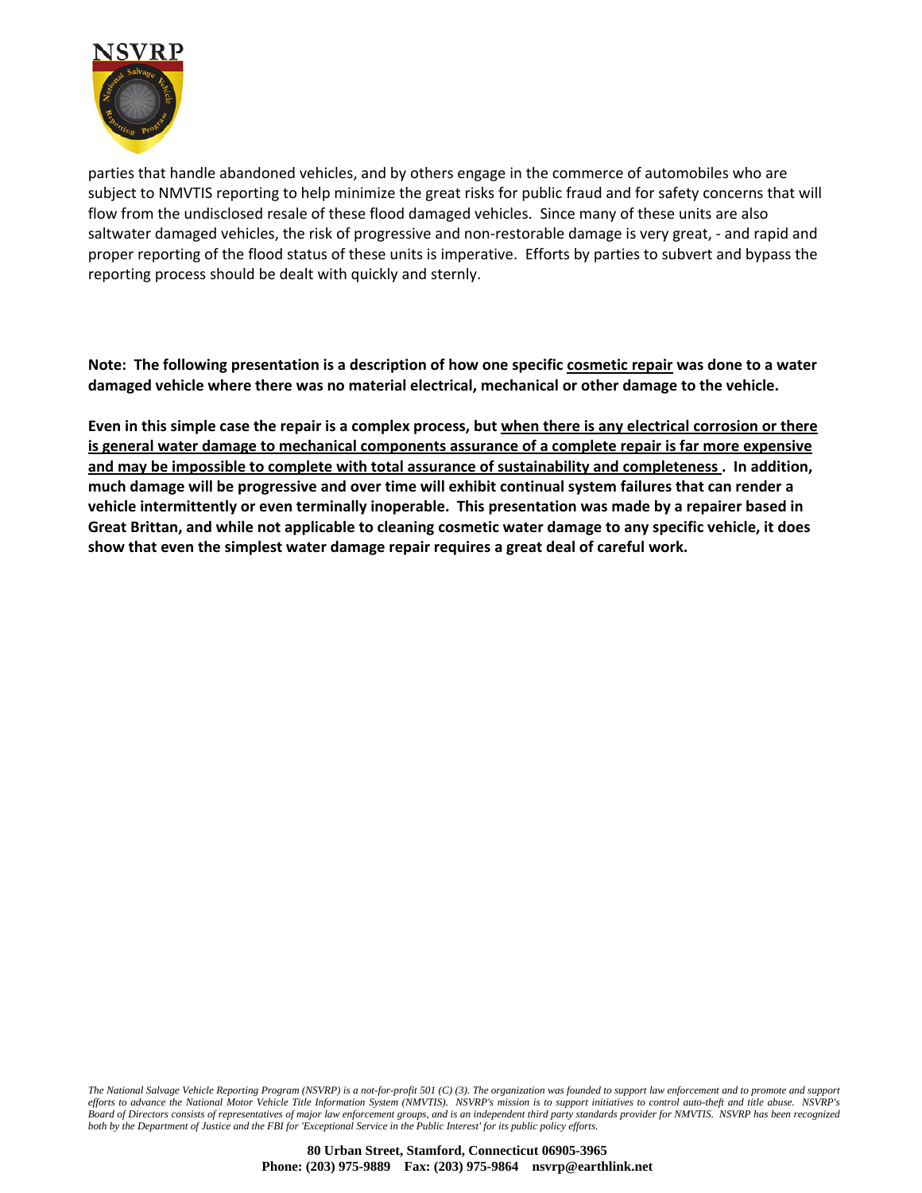parties that handle abandoned vehicles, and by others engage in the commerce of automobiles who are subject to NMVTIS reporting to help minimize the great risks for public fraud and for safety concerns that will flow from the undisclosed resale of these flood damaged vehicles. Since many of these units are also saltwater damaged vehicles, the risk of progressive and non-restorable damage is very great, - and rapid and proper reporting of the flood status of these units is imperative. Efforts by parties to subvert and bypass the reporting process should be dealt with quickly and sternly.

**Note: The following presentation is a description of how one specific <u>cosmetic repair</u> was done to a water damaged vehicle where there was no material electrical, mechanical or other damage to the vehicle.**

**Even in this simple case the repair is a complex process, but <u>when there is any electrical corrosion or there is general water damage to mechanical components assurance of a complete repair is far more expensive and may be impossible to complete with total assurance of sustainability and completeness</u>. In addition, much damage will be progressive and over time will exhibit continual system failures that can render a vehicle intermittently or even terminally inoperable. This presentation was made by a repairer based in Great Brittan, and while not applicable to cleaning cosmetic water damage to any specific vehicle, it does show that even the simplest water damage repair requires a great deal of careful work.**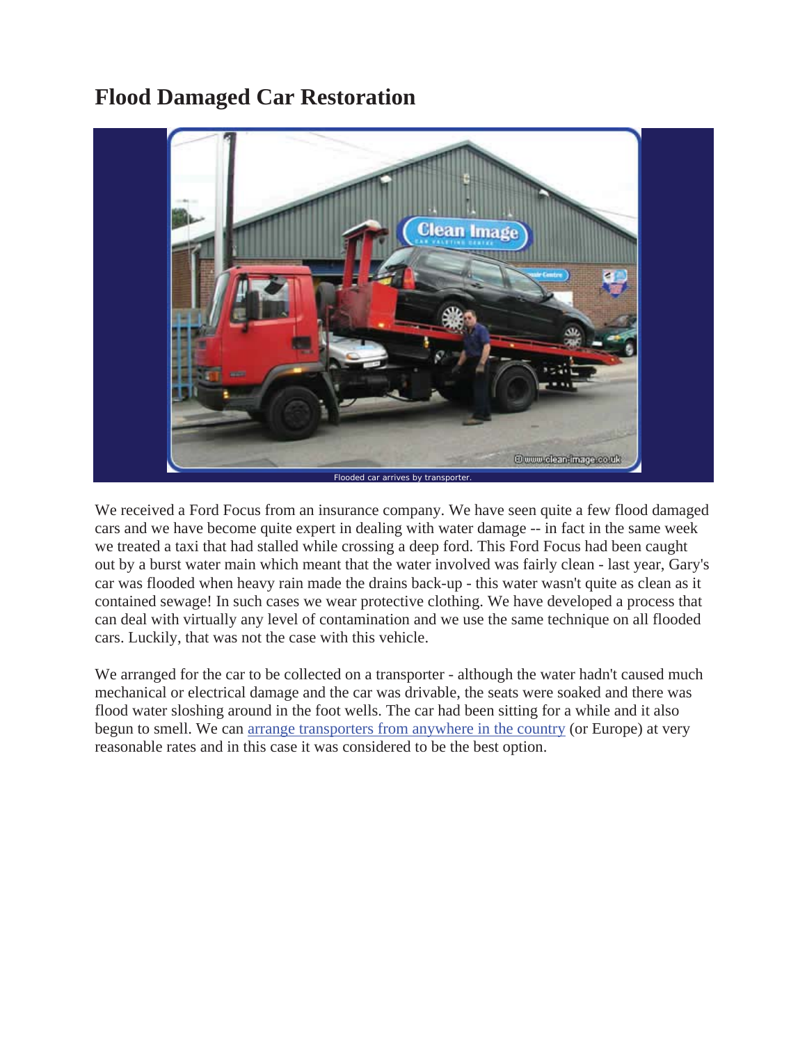# Flood Damaged Car Restoration

Flooded car arrives by transporter.

We received a Ford Focus from an insurance company. We have seen quite a few flood damaged cars and we have become quite expert in dealing with water damage -- in fact in the same week we treated a taxi that had stalled while crossing a deep ford. This Ford Focus had been caught out by a burst water main which meant that the water involved was fairly clean - last year, Gary's car was flooded when heavy rain made the drains back-up - this water wasn't quite as clean as it contained sewage! In such cases we wear protective clothing. We have developed a process that can deal with virtually any level of contamination and we use the same technique on all flooded cars. Luckily, that was not the case with this vehicle.

We arranged for the car to be collected on a transporter - although the water hadn't caused much mechanical or electrical damage and the car was drivable, the seats were soaked and there was flood water sloshing around in the foot wells. The car had been sitting for a while and it also begun to smell. We can arrange transporters from anywhere in the country (or Europe) at very reasonable rates and in this case it was considered to be the best option.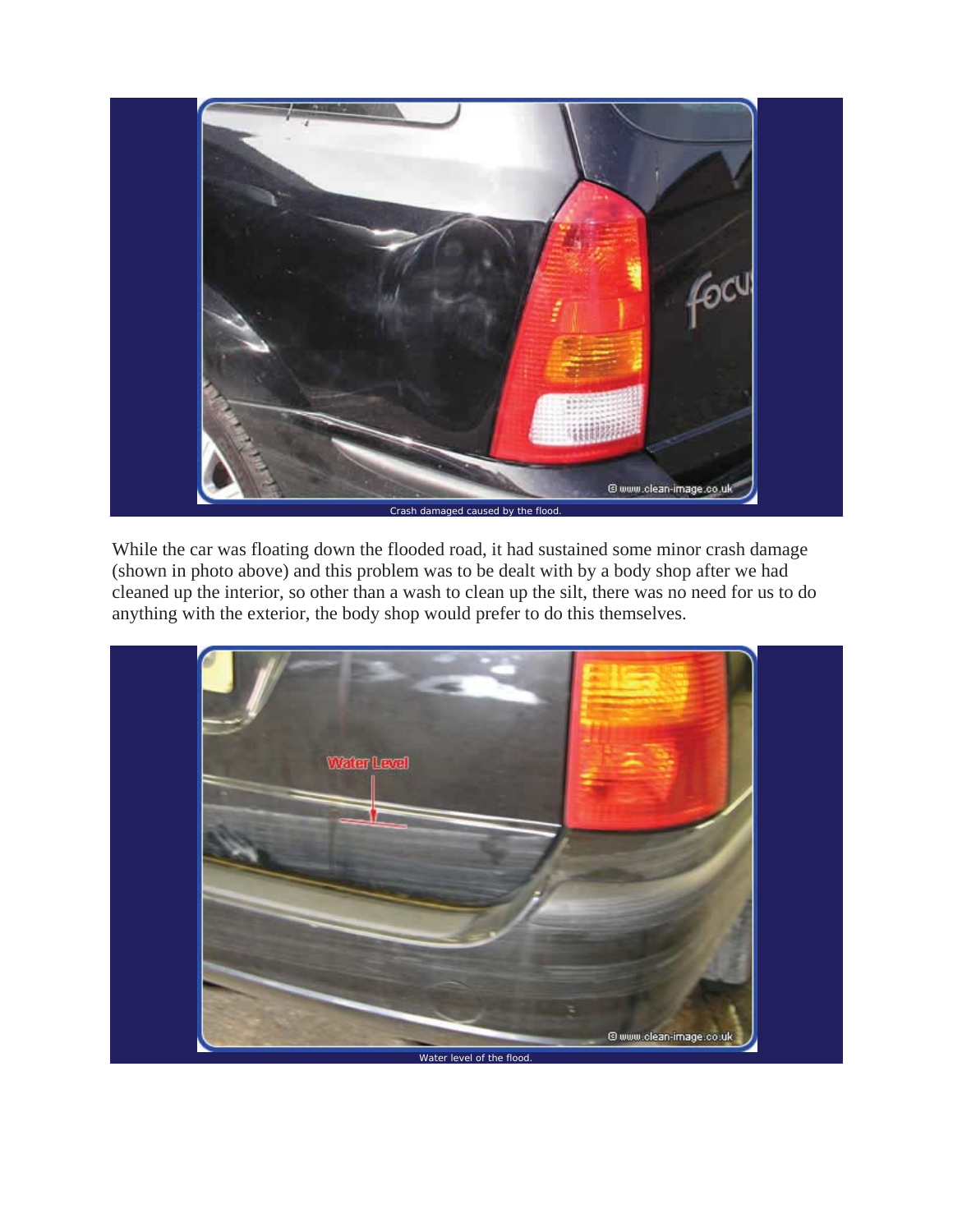Crash damaged caused by the flood.

While the car was floating down the flooded road, it had sustained some minor crash damage (shown in photo above) and this problem was to be dealt with by a body shop after we had cleaned up the interior, so other than a wash to clean up the silt, there was no need for us to do anything with the exterior, the body shop would prefer to do this themselves.

Water level of the flood.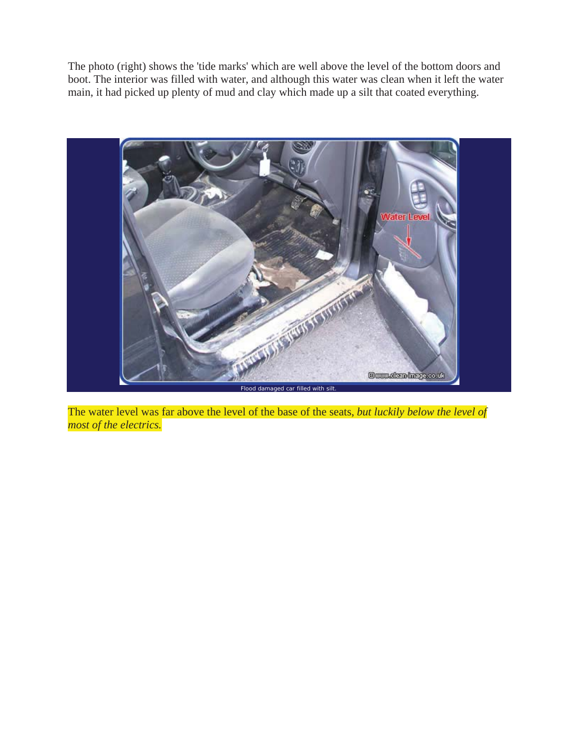The photo (right) shows the 'tide marks' which are well above the level of the bottom doors and boot. The interior was filled with water, and although this water was clean when it left the water main, it had picked up plenty of mud and clay which made up a silt that coated everything.

Flood damaged car filled with silt.

The water level was far above the level of the base of the seats, *but luckily below the level of most of the electrics.*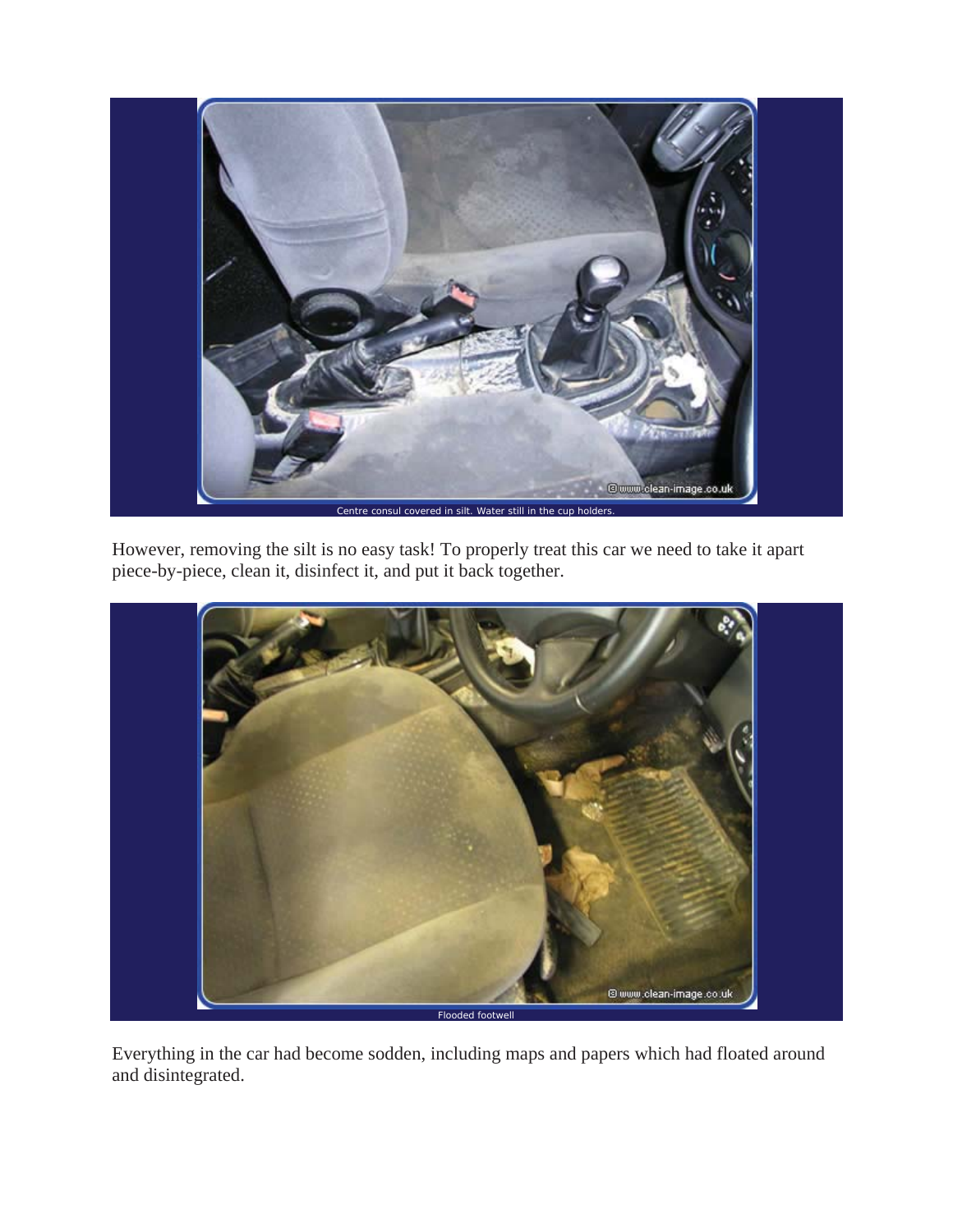Centre consul covered in silt. Water still in the cup holders.

However, removing the silt is no easy task! To properly treat this car we need to take it apart piece-by-piece, clean it, disinfect it, and put it back together.

Flooded footwell

Everything in the car had become sodden, including maps and papers which had floated around and disintegrated.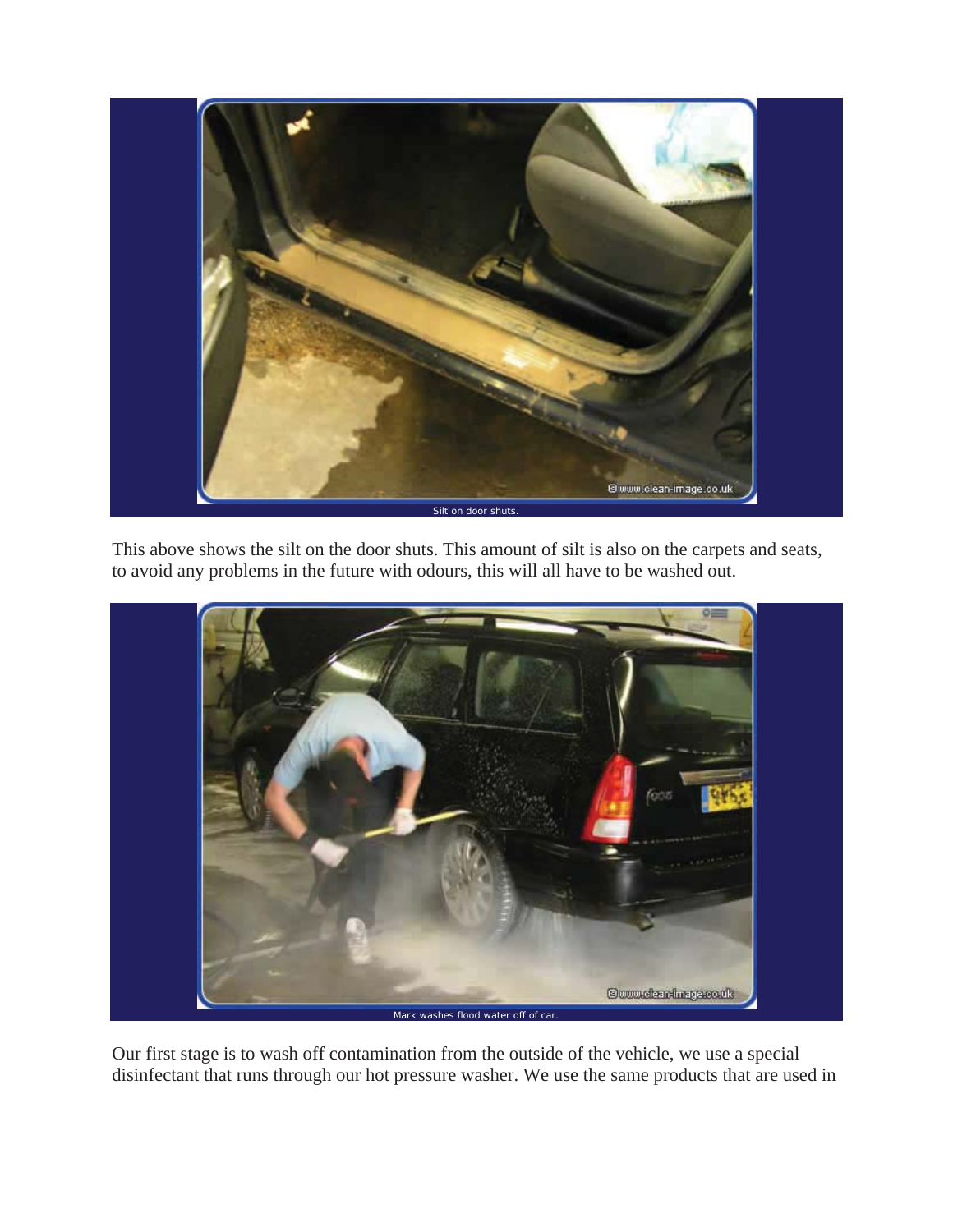Silt on door shuts.

This above shows the silt on the door shuts. This amount of silt is also on the carpets and seats, to avoid any problems in the future with odours, this will all have to be washed out.

Mark washes flood water off of car.

Our first stage is to wash off contamination from the outside of the vehicle, we use a special disinfectant that runs through our hot pressure washer. We use the same products that are used in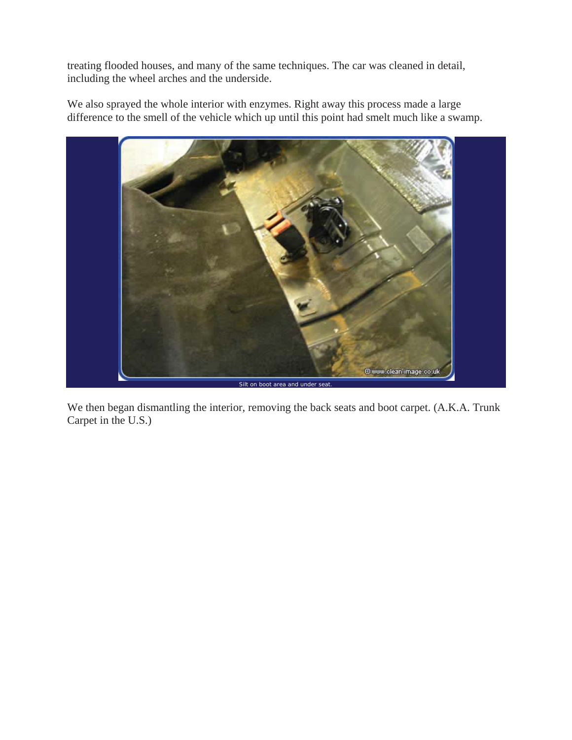treating flooded houses, and many of the same techniques. The car was cleaned in detail, including the wheel arches and the underside.

We also sprayed the whole interior with enzymes. Right away this process made a large difference to the smell of the vehicle which up until this point had smelt much like a swamp.

Silt on boot area and under seat.

We then began dismantling the interior, removing the back seats and boot carpet. (A.K.A. Trunk Carpet in the U.S.)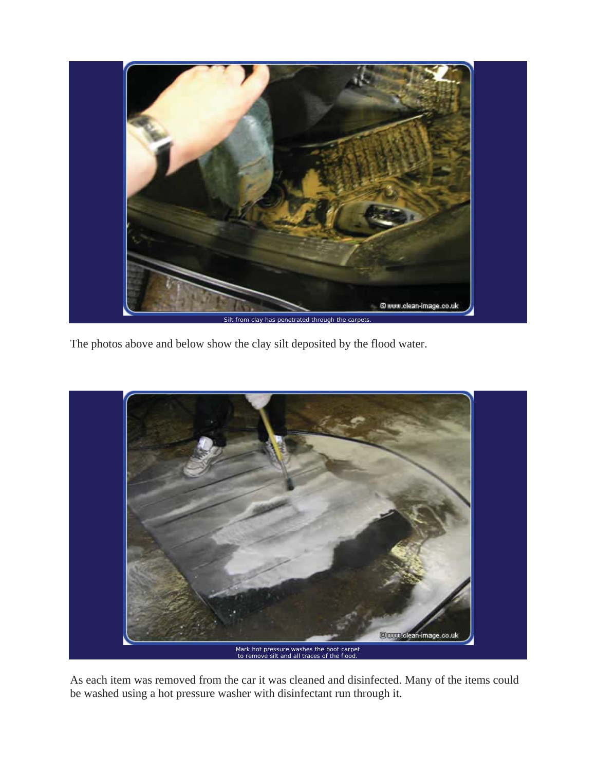Silt from clay has penetrated through the carpets.

The photos above and below show the clay silt deposited by the flood water.

Mark hot pressure washes the boot carpet
to remove silt and all traces of the flood.

As each item was removed from the car it was cleaned and disinfected. Many of the items could be washed using a hot pressure washer with disinfectant run through it.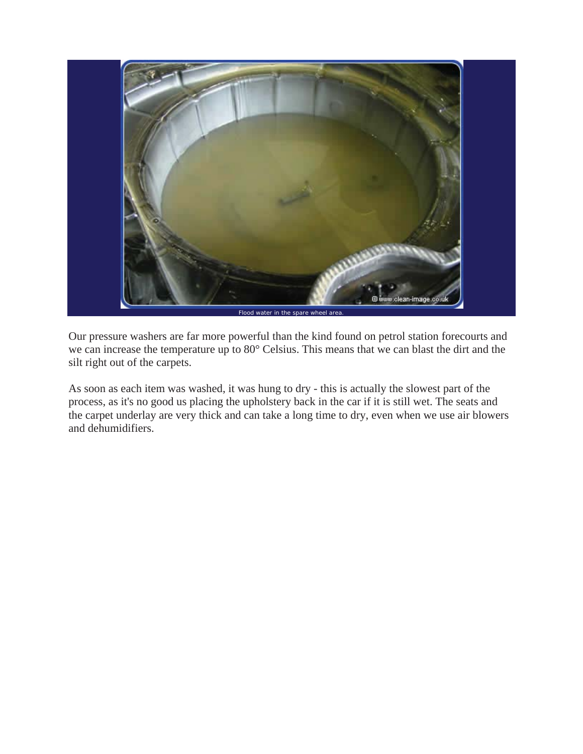Flood water in the spare wheel area.

Our pressure washers are far more powerful than the kind found on petrol station forecourts and we can increase the temperature up to 80° Celsius. This means that we can blast the dirt and the silt right out of the carpets.

As soon as each item was washed, it was hung to dry - this is actually the slowest part of the process, as it's no good us placing the upholstery back in the car if it is still wet. The seats and the carpet underlay are very thick and can take a long time to dry, even when we use air blowers and dehumidifiers.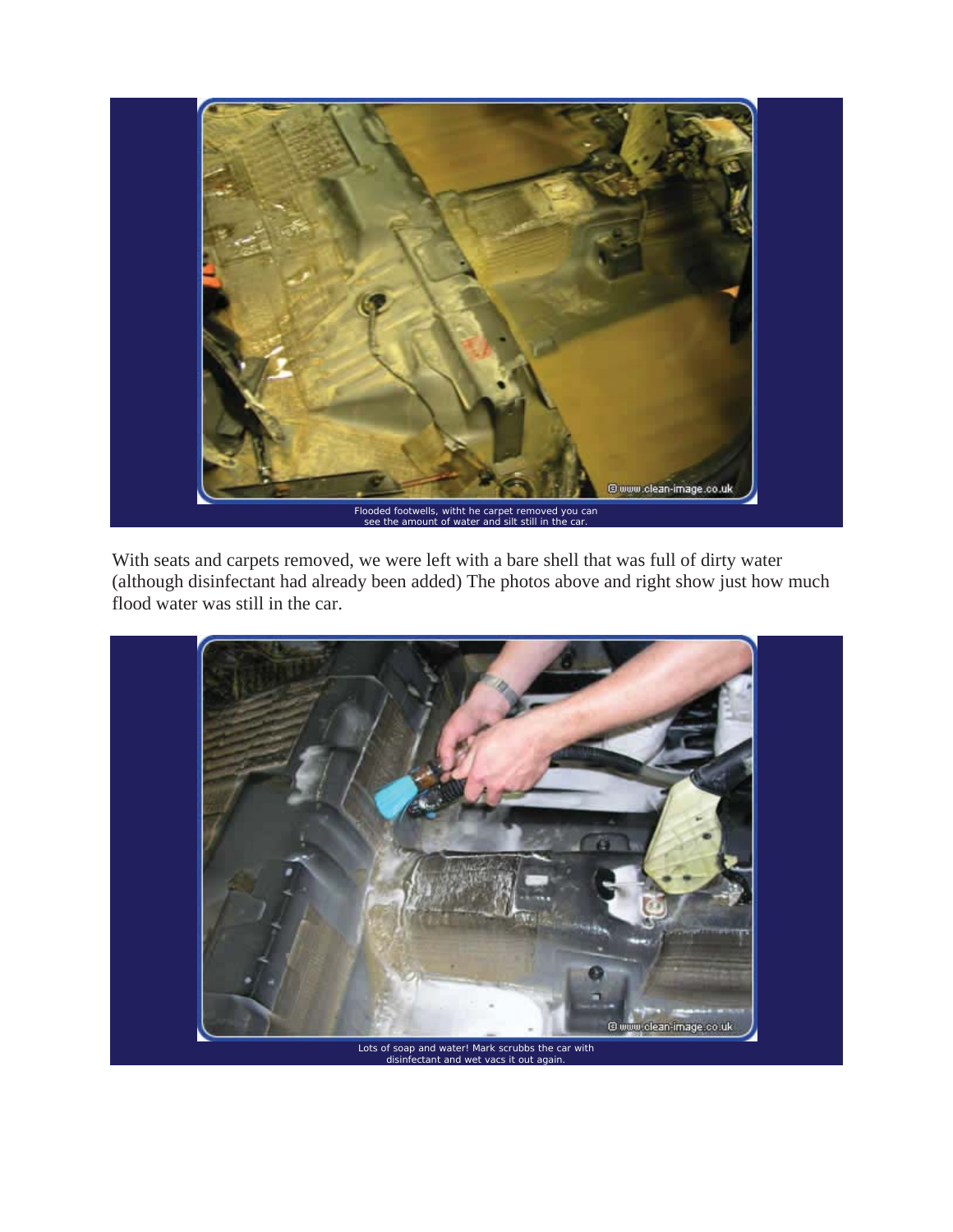Flooded footwells, witht he carpet removed you can see the amount of water and silt still in the car.

With seats and carpets removed, we were left with a bare shell that was full of dirty water (although disinfectant had already been added) The photos above and right show just how much flood water was still in the car.

Lots of soap and water! Mark scrubbs the car with disinfectant and wet vacs it out again.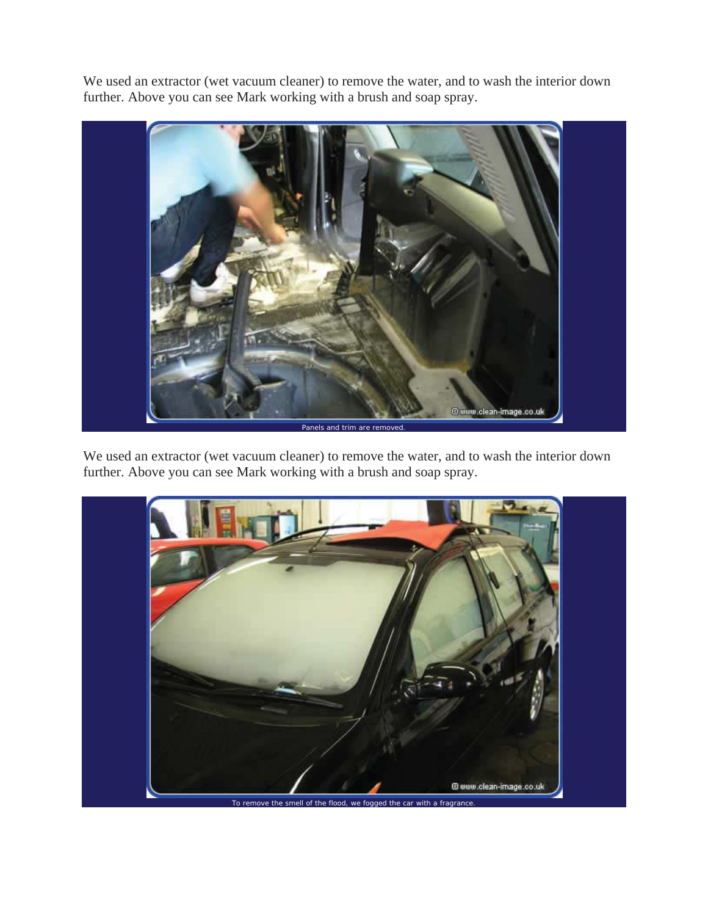We used an extractor (wet vacuum cleaner) to remove the water, and to wash the interior down further. Above you can see Mark working with a brush and soap spray.

Panels and trim are removed.

We used an extractor (wet vacuum cleaner) to remove the water, and to wash the interior down further. Above you can see Mark working with a brush and soap spray.

To remove the smell of the flood, we fogged the car with a fragrance.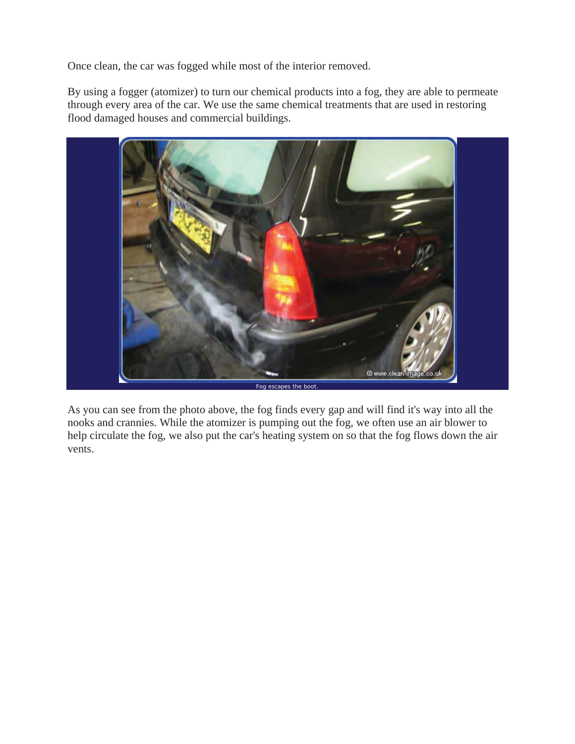Once clean, the car was fogged while most of the interior removed.

By using a fogger (atomizer) to turn our chemical products into a fog, they are able to permeate through every area of the car. We use the same chemical treatments that are used in restoring flood damaged houses and commercial buildings.

Fog escapes the boot.

As you can see from the photo above, the fog finds every gap and will find it's way into all the nooks and crannies. While the atomizer is pumping out the fog, we often use an air blower to help circulate the fog, we also put the car's heating system on so that the fog flows down the air vents.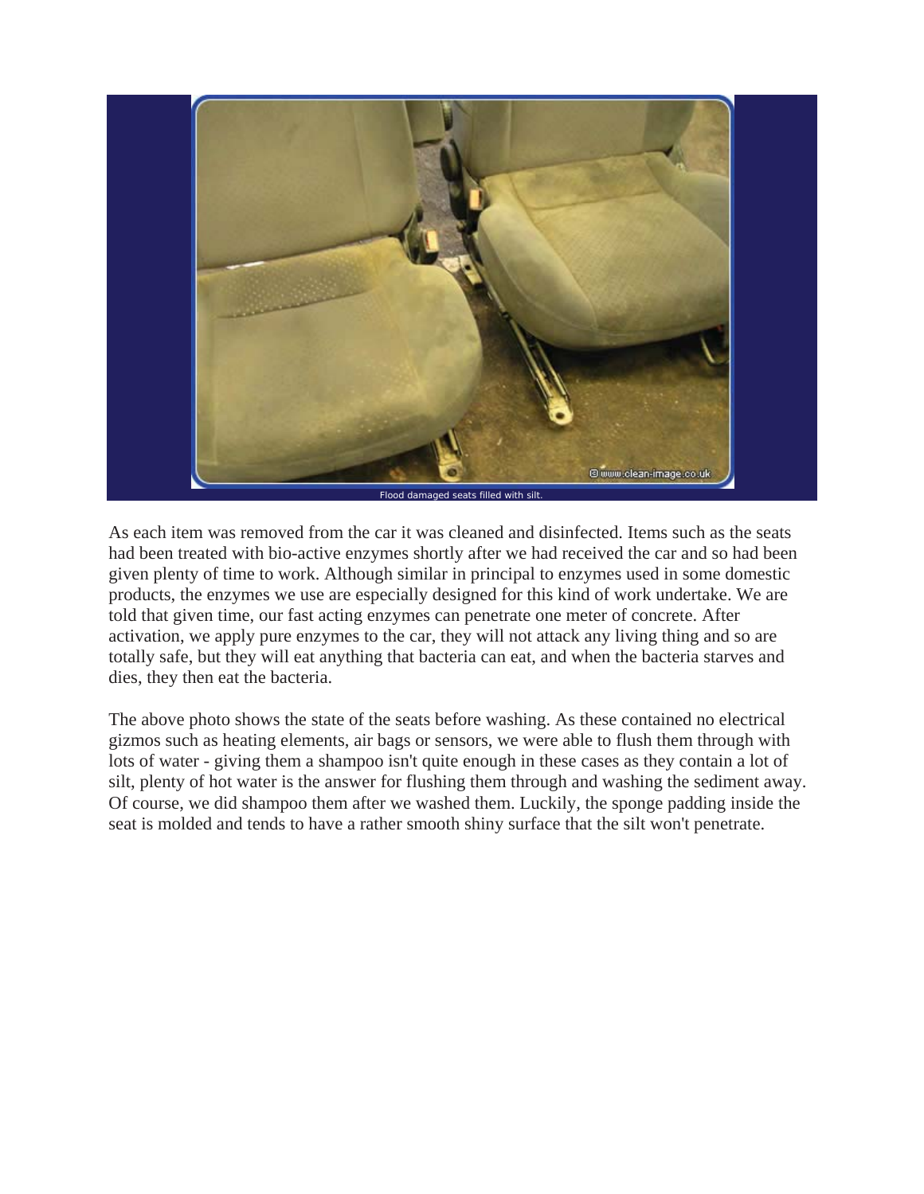Flood damaged seats filled with silt.

As each item was removed from the car it was cleaned and disinfected. Items such as the seats had been treated with bio-active enzymes shortly after we had received the car and so had been given plenty of time to work. Although similar in principal to enzymes used in some domestic products, the enzymes we use are especially designed for this kind of work undertake. We are told that given time, our fast acting enzymes can penetrate one meter of concrete. After activation, we apply pure enzymes to the car, they will not attack any living thing and so are totally safe, but they will eat anything that bacteria can eat, and when the bacteria starves and dies, they then eat the bacteria.

The above photo shows the state of the seats before washing. As these contained no electrical gizmos such as heating elements, air bags or sensors, we were able to flush them through with lots of water - giving them a shampoo isn't quite enough in these cases as they contain a lot of silt, plenty of hot water is the answer for flushing them through and washing the sediment away. Of course, we did shampoo them after we washed them. Luckily, the sponge padding inside the seat is molded and tends to have a rather smooth shiny surface that the silt won't penetrate.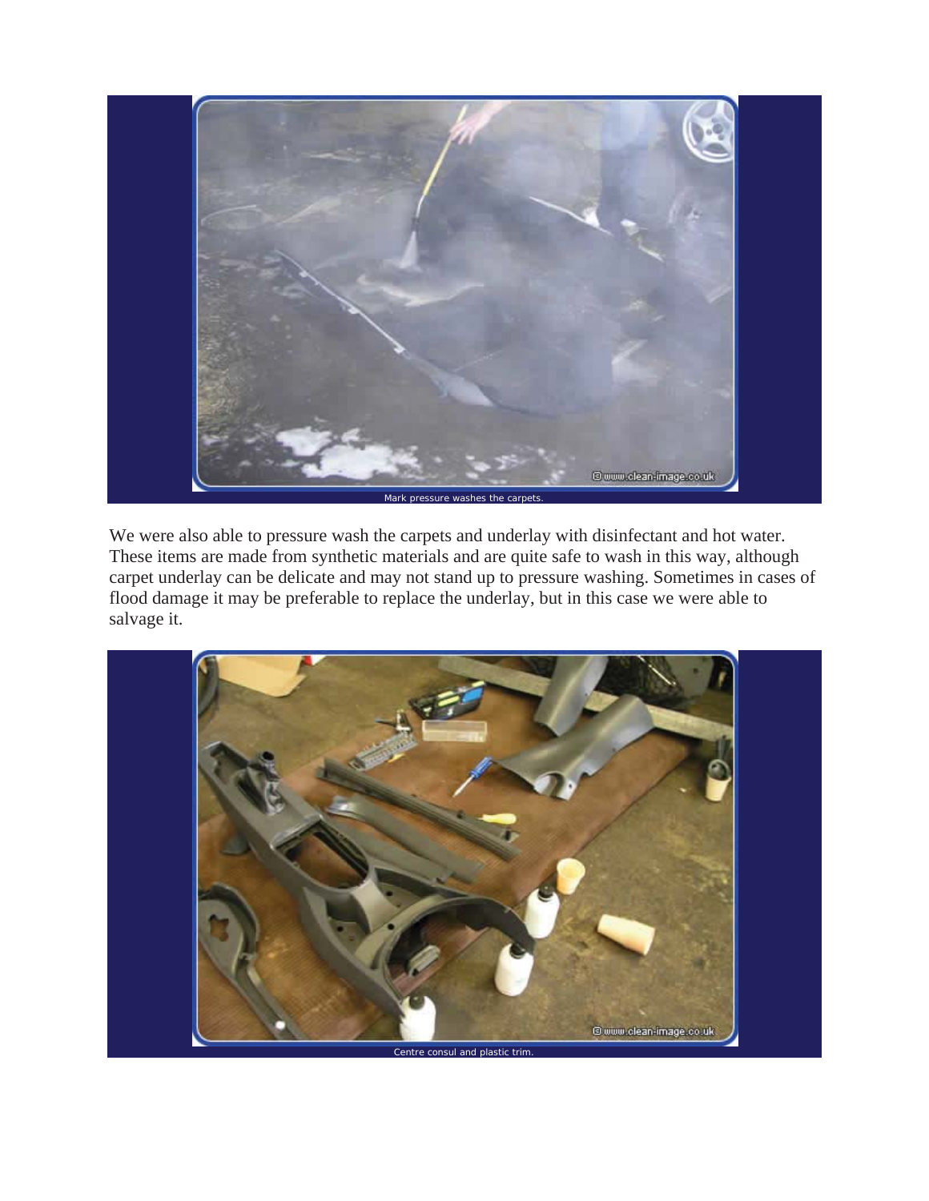Mark pressure washes the carpets.

We were also able to pressure wash the carpets and underlay with disinfectant and hot water. These items are made from synthetic materials and are quite safe to wash in this way, although carpet underlay can be delicate and may not stand up to pressure washing. Sometimes in cases of flood damage it may be preferable to replace the underlay, but in this case we were able to salvage it.

Centre consul and plastic trim.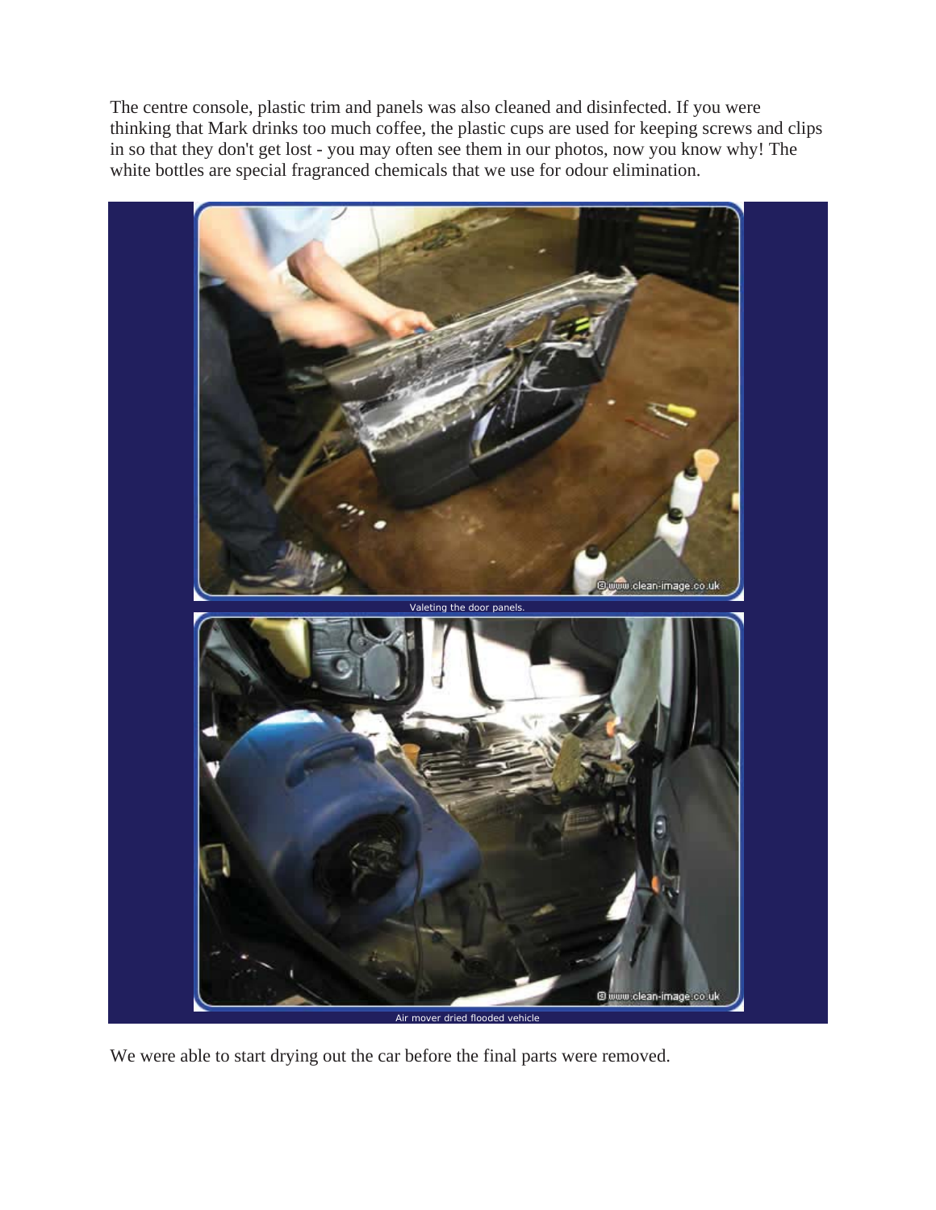The centre console, plastic trim and panels was also cleaned and disinfected. If you were thinking that Mark drinks too much coffee, the plastic cups are used for keeping screws and clips in so that they don't get lost - you may often see them in our photos, now you know why! The white bottles are special fragranced chemicals that we use for odour elimination.

Valeting the door panels.

Air mover dried flooded vehicle

We were able to start drying out the car before the final parts were removed.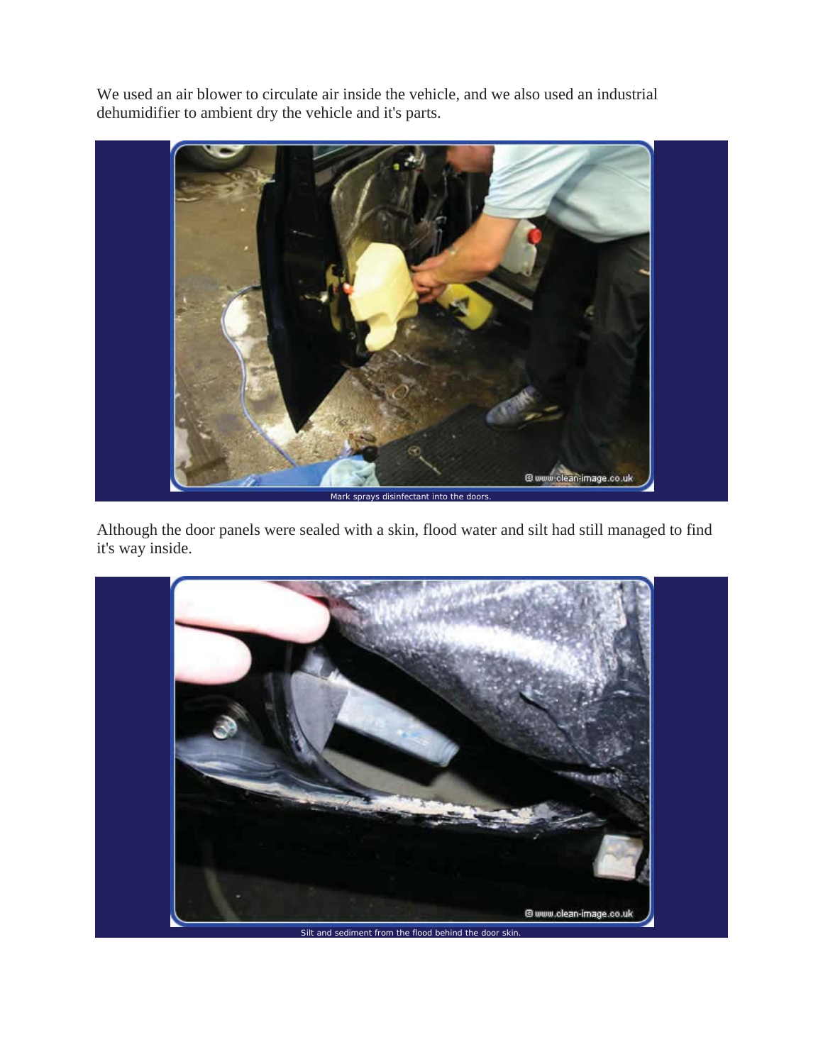We used an air blower to circulate air inside the vehicle, and we also used an industrial dehumidifier to ambient dry the vehicle and it's parts.

Mark sprays disinfectant into the doors.

Although the door panels were sealed with a skin, flood water and silt had still managed to find it's way inside.

Silt and sediment from the flood behind the door skin.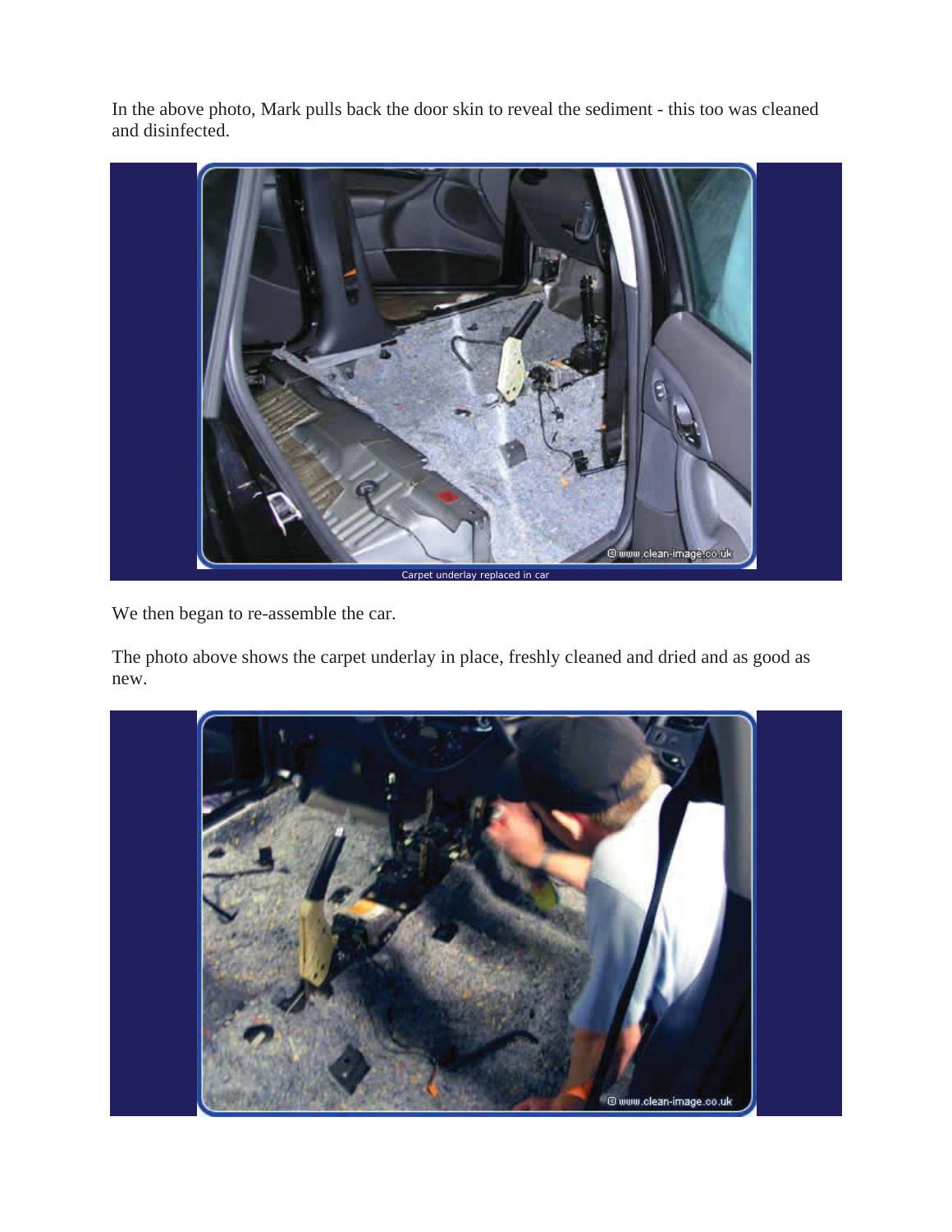In the above photo, Mark pulls back the door skin to reveal the sediment - this too was cleaned and disinfected.

Carpet underlay replaced in car

We then began to re-assemble the car.

The photo above shows the carpet underlay in place, freshly cleaned and dried and as good as new.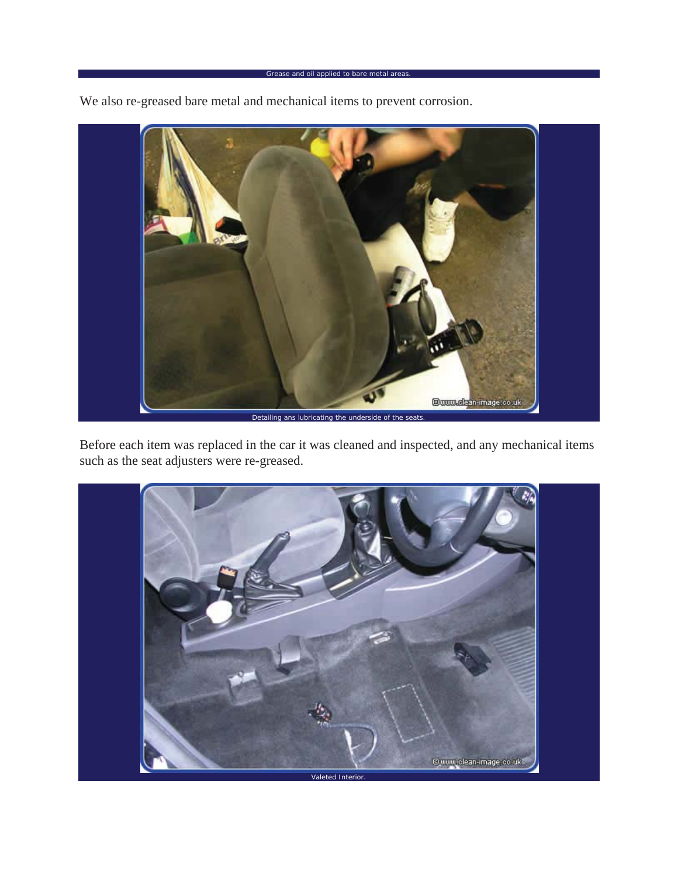Grease and oil applied to bare metal areas.

We also re-greased bare metal and mechanical items to prevent corrosion.

Detailing ans lubricating the underside of the seats.

Before each item was replaced in the car it was cleaned and inspected, and any mechanical items such as the seat adjusters were re-greased.

Valeted Interior.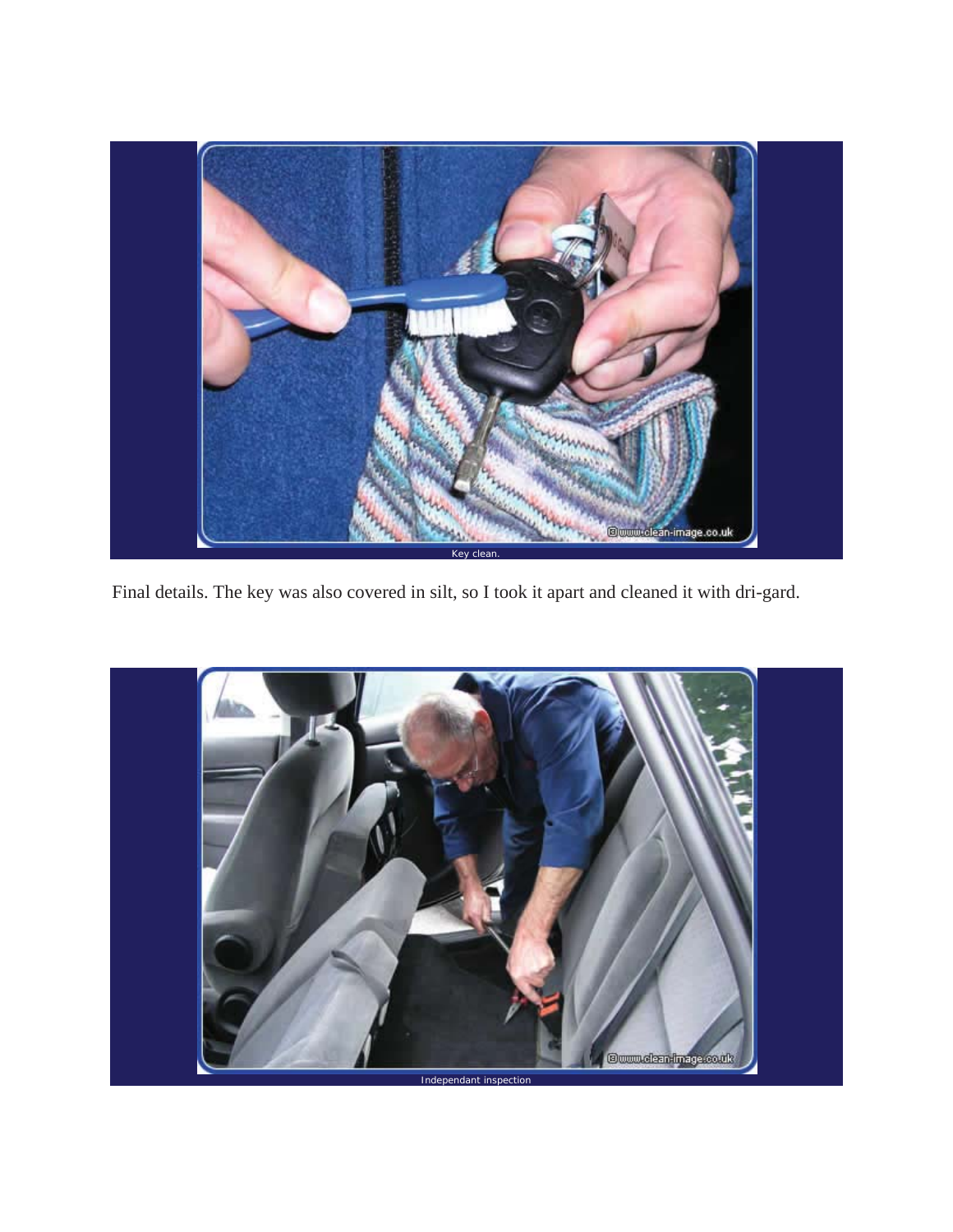Key clean.

Final details. The key was also covered in silt, so I took it apart and cleaned it with dri-gard.

Independant inspection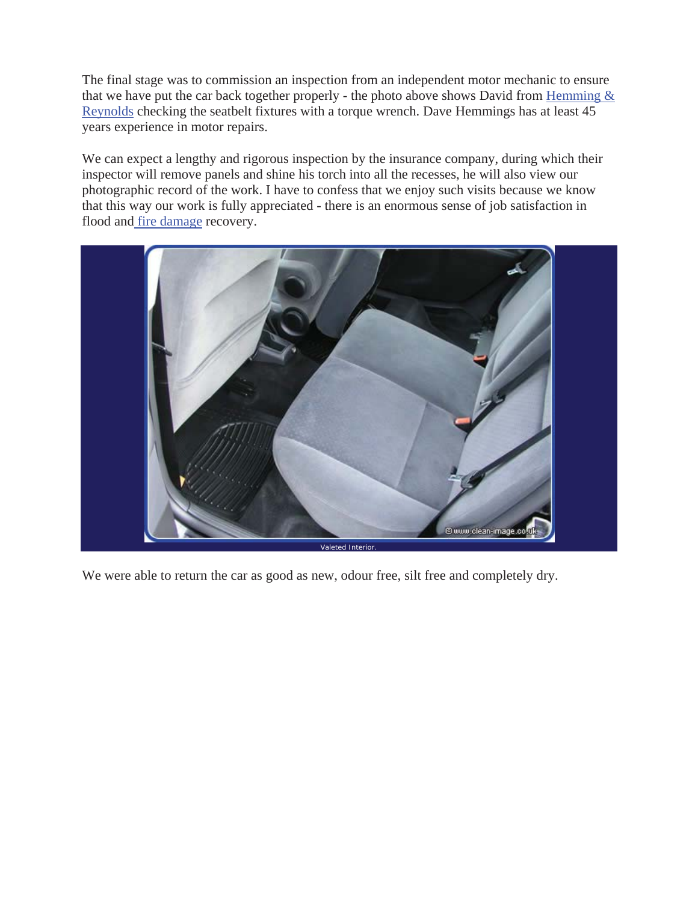The final stage was to commission an inspection from an independent motor mechanic to ensure that we have put the car back together properly - the photo above shows David from Hemming & Reynolds checking the seatbelt fixtures with a torque wrench. Dave Hemmings has at least 45 years experience in motor repairs.

We can expect a lengthy and rigorous inspection by the insurance company, during which their inspector will remove panels and shine his torch into all the recesses, he will also view our photographic record of the work. I have to confess that we enjoy such visits because we know that this way our work is fully appreciated - there is an enormous sense of job satisfaction in flood and fire damage recovery.

Valeted Interior.

We were able to return the car as good as new, odour free, silt free and completely dry.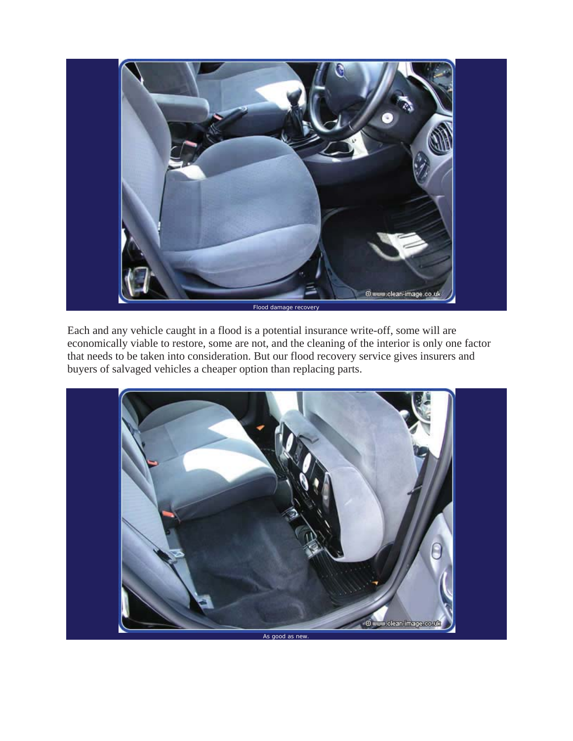Flood damage recovery

Each and any vehicle caught in a flood is a potential insurance write-off, some will are economically viable to restore, some are not, and the cleaning of the interior is only one factor that needs to be taken into consideration. But our flood recovery service gives insurers and buyers of salvaged vehicles a cheaper option than replacing parts.

As good as new.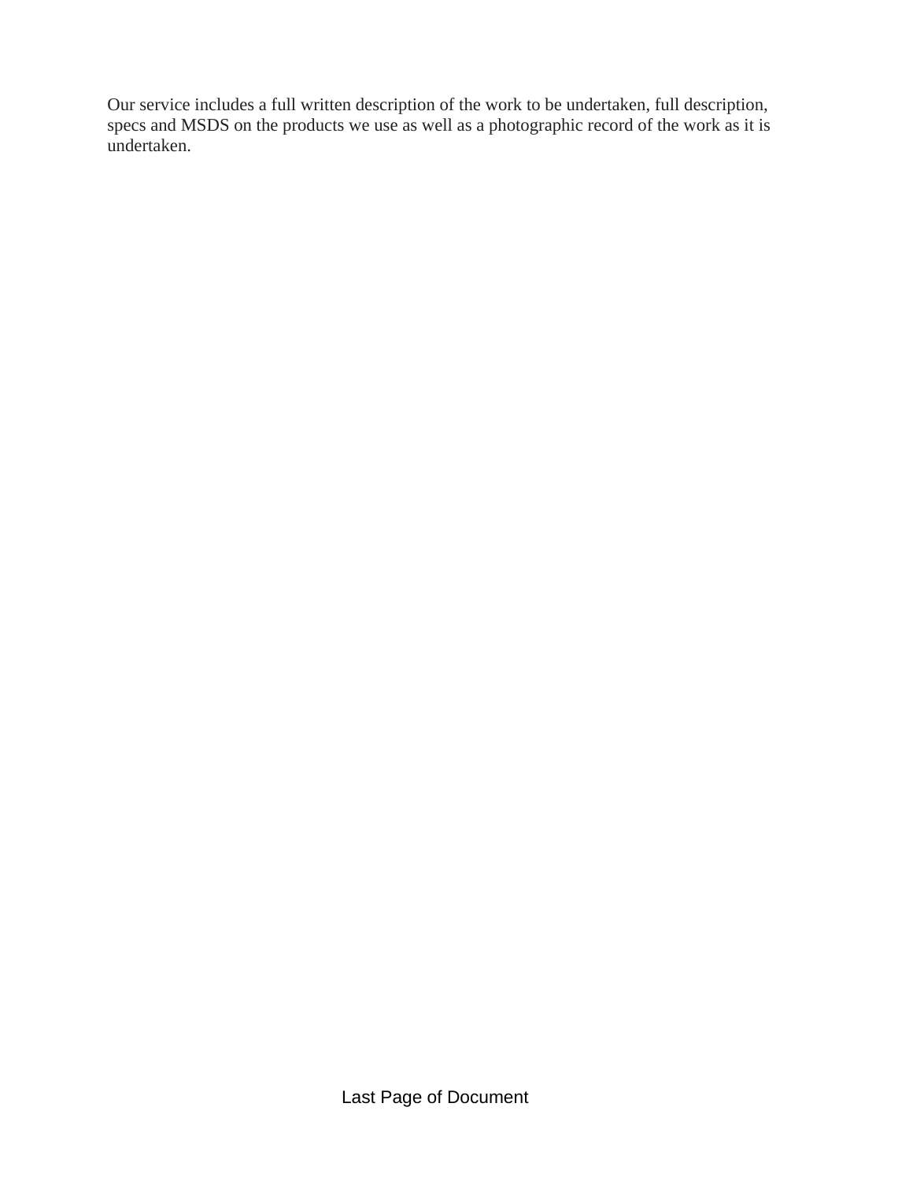Our service includes a full written description of the work to be undertaken, full description, specs and MSDS on the products we use as well as a photographic record of the work as it is undertaken.

Last Page of Document